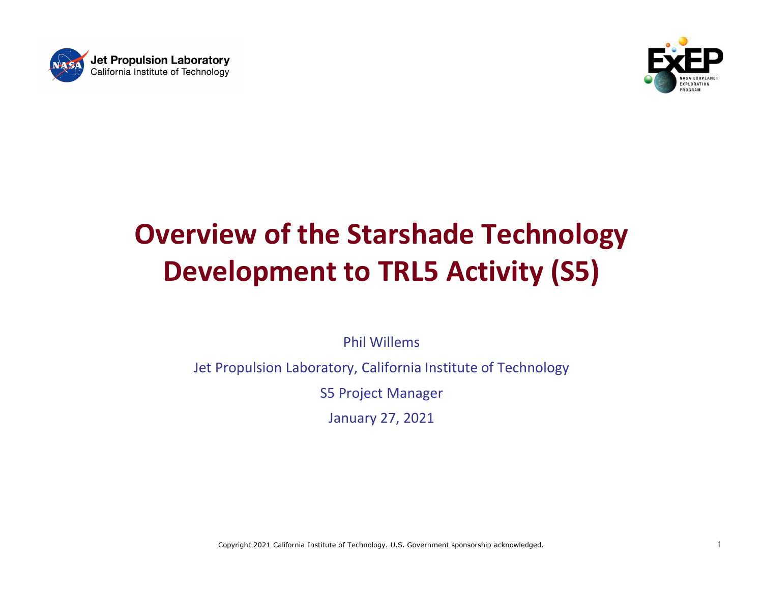Jet Propulsion Laboratory
California Institute of Technology

# Overview of the Starshade Technology Development to TRL5 Activity (S5)

Phil Willems

Jet Propulsion Laboratory, California Institute of Technology

S5 Project Manager

January 27, 2021

Copyright 2021 California Institute of Technology. U.S. Government sponsorship acknowledged.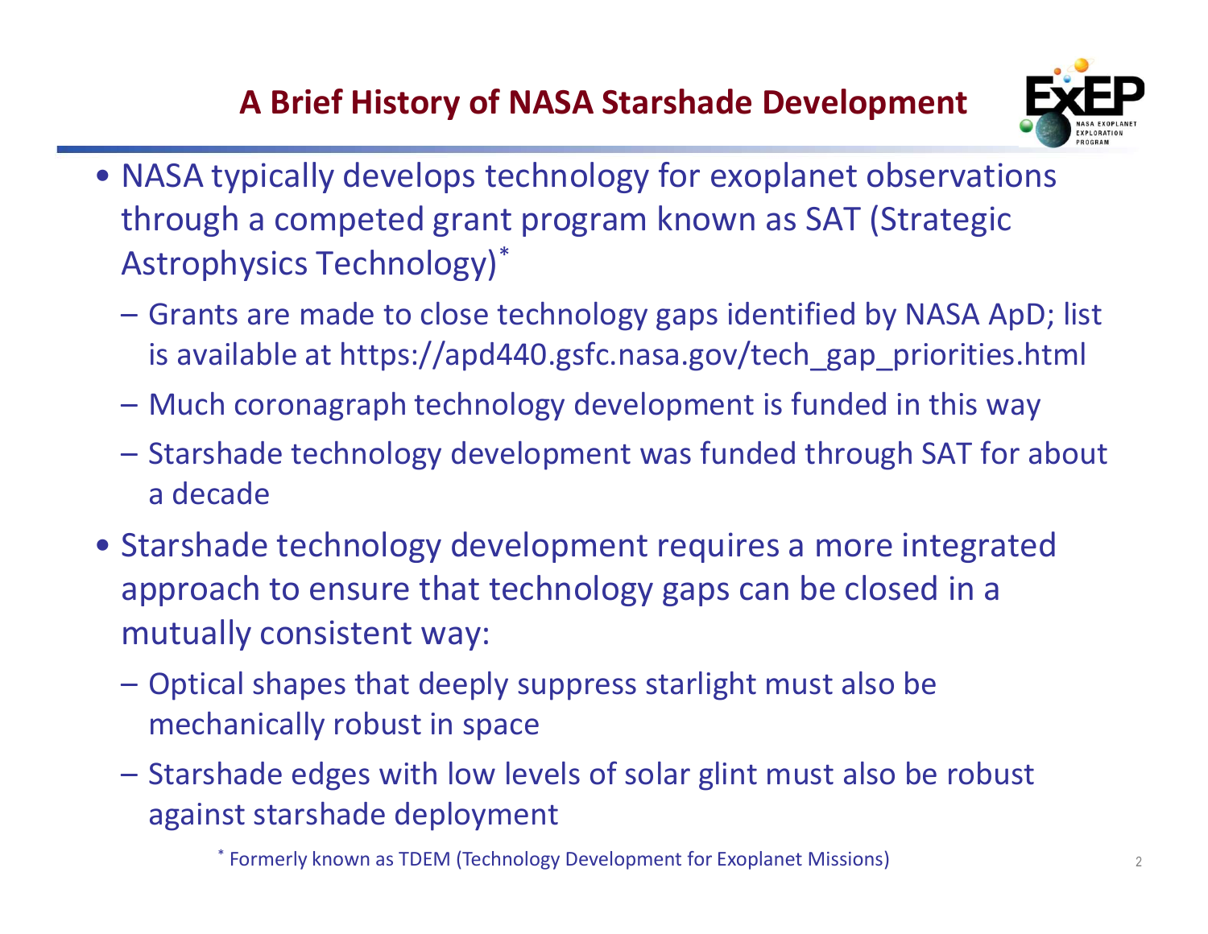# A Brief History of NASA Starshade Development

- NASA typically develops technology for exoplanet observations through a competed grant program known as SAT (Strategic Astrophysics Technology)*
  - Grants are made to close technology gaps identified by NASA ApD; list is available at https://apd440.gsfc.nasa.gov/tech_gap_priorities.html
  - Much coronagraph technology development is funded in this way
  - Starshade technology development was funded through SAT for about a decade
- Starshade technology development requires a more integrated approach to ensure that technology gaps can be closed in a mutually consistent way:
  - Optical shapes that deeply suppress starlight must also be mechanically robust in space
  - Starshade edges with low levels of solar glint must also be robust against starshade deployment

\* Formerly known as TDEM (Technology Development for Exoplanet Missions)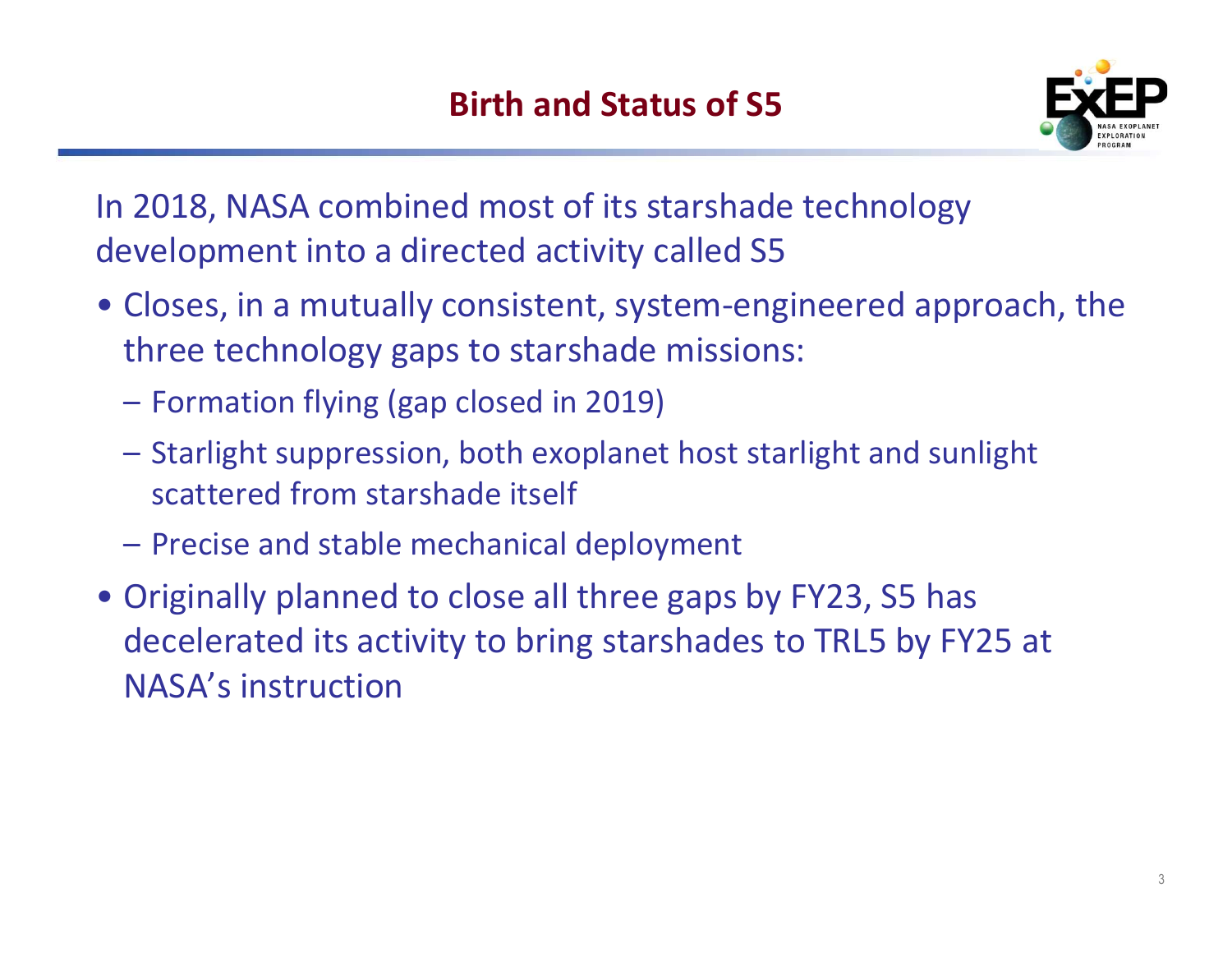# Birth and Status of S5

In 2018, NASA combined most of its starshade technology development into a directed activity called S5

- Closes, in a mutually consistent, system-engineered approach, the three technology gaps to starshade missions:
  - Formation flying (gap closed in 2019)
  - Starlight suppression, both exoplanet host starlight and sunlight scattered from starshade itself
  - Precise and stable mechanical deployment
- Originally planned to close all three gaps by FY23, S5 has decelerated its activity to bring starshades to TRL5 by FY25 at NASA's instruction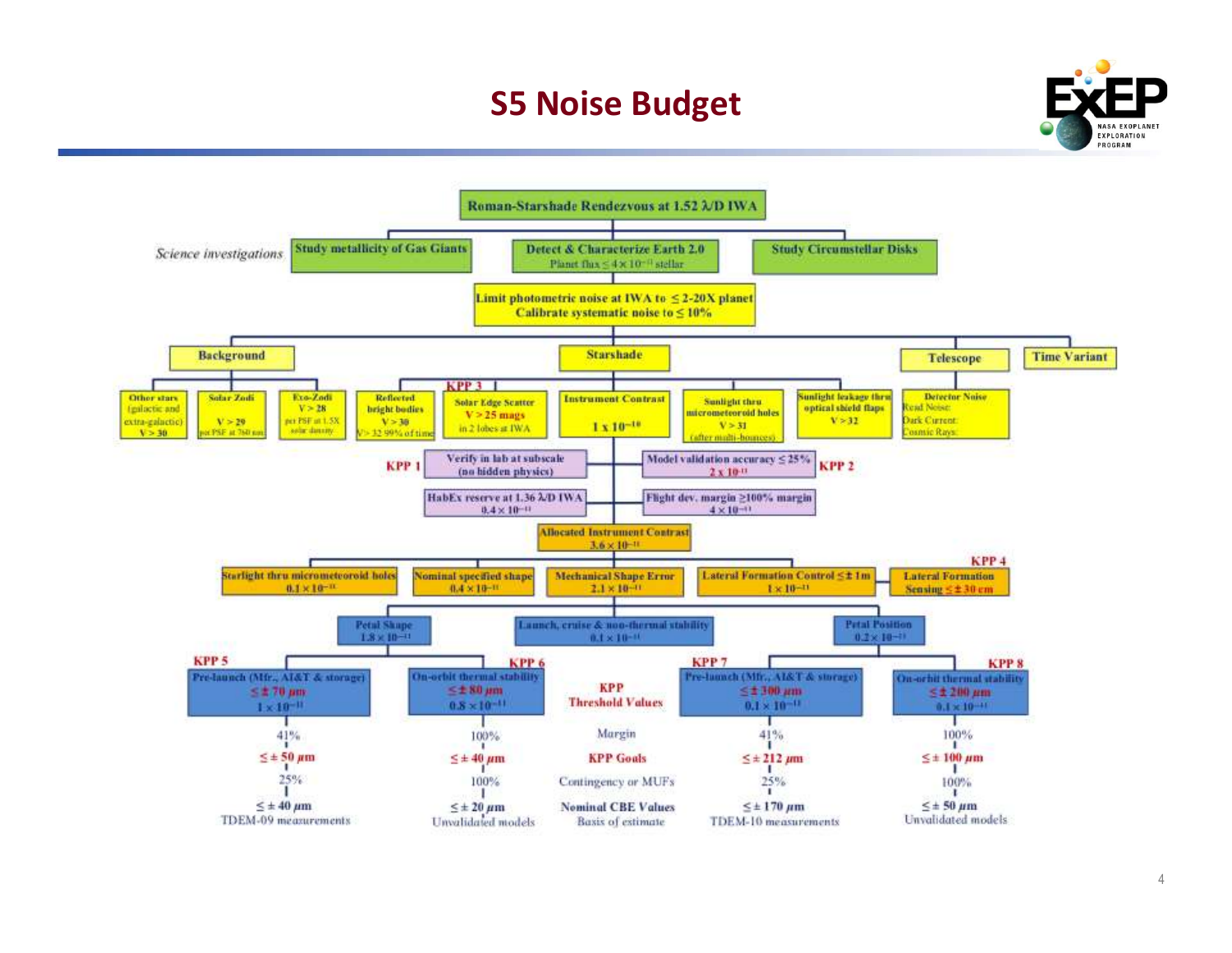# S5 Noise Budget

**Roman-Starshade Rendezvous at 1.52 λ/D IWA**

*Science investigations*

- **Study metallicity of Gas Giants**
- **Detect & Characterize Earth 2.0** — Planet flux ≤ $4 \times 10^{-11}$ stellar
- **Study Circumstellar Disks**

**Limit photometric noise at IWA to ≤ 2-20X planet**
**Calibrate systematic noise to ≤ 10%**

## Background
- Other stars (galactic and extra-galactic) V > 30
- Solar Zodi V > 29 per PSF at 760 nm
- Exo-Zodi V > 28 per PSF at 1.5X solar density

## Starshade
- Reflected bright bodies V > 30, V > 32 99% of time
- **KPP 3** — Solar Edge Scatter V > 25 mags in 2 lobes at IWA
- Instrument Contrast $1 \times 10^{-10}$
- Sunlight thru micrometeoroid holes V > 31 (after multi-bounces)
- Sunlight leakage thru optical shield flaps V > 32

## Telescope
- Detector Noise: Read Noise, Dark Current, Cosmic Rays

## Time Variant

---

- **KPP 1** — Verify in lab at subscale (no hidden physics)
- **KPP 2** — Model validation accuracy ≤ 25% — $2 \times 10^{-11}$
- HabEx reserve at 1.36 λ/D IWA — $0.4 \times 10^{-11}$
- Flight dev. margin ≥100% margin — $4 \times 10^{-11}$

**Allocated Instrument Contrast** — $3.6 \times 10^{-11}$

- Starlight thru micrometeoroid holes — $0.1 \times 10^{-11}$
- Nominal specified shape — $0.4 \times 10^{-11}$
- Mechanical Shape Error — $2.1 \times 10^{-11}$
  - Petal Shape — $1.8 \times 10^{-11}$
  - Launch, cruise & non-thermal stability — $0.1 \times 10^{-11}$
  - Petal Position — $0.2 \times 10^{-11}$
- Lateral Formation Control ≤ ± 1m — $1 \times 10^{-11}$
- **KPP 4** — Lateral Formation Sensing ≤ ± 30 cm

---

| | KPP 5 | KPP 6 | | KPP 7 | KPP 8 |
|---|---|---|---|---|---|
| | Pre-launch (Mfr., AI&T & storage) | On-orbit thermal stability | | Pre-launch (Mfr., AI&T & storage) | On-orbit thermal stability |
| KPP Threshold Values | ≤ ± 70 μm, $1 \times 10^{-11}$ | ≤ ± 80 μm, $0.8 \times 10^{-11}$ | KPP Threshold Values | ≤ ± 300 μm, $0.1 \times 10^{-11}$ | ≤ ± 200 μm, $0.1 \times 10^{-11}$ |
| Margin | 41% | 100% | Margin | 41% | 100% |
| KPP Goals | ≤ ± 50 μm | ≤ ± 40 μm | KPP Goals | ≤ ± 212 μm | ≤ ± 100 μm |
| Contingency or MUFs | 25% | 100% | Contingency or MUFs | 25% | 100% |
| Nominal CBE Values | ≤ ± 40 μm | ≤ ± 20 μm | Nominal CBE Values | ≤ ± 170 μm | ≤ ± 50 μm |
| Basis of estimate | TDEM-09 measurements | Unvalidated models | Basis of estimate | TDEM-10 measurements | Unvalidated models |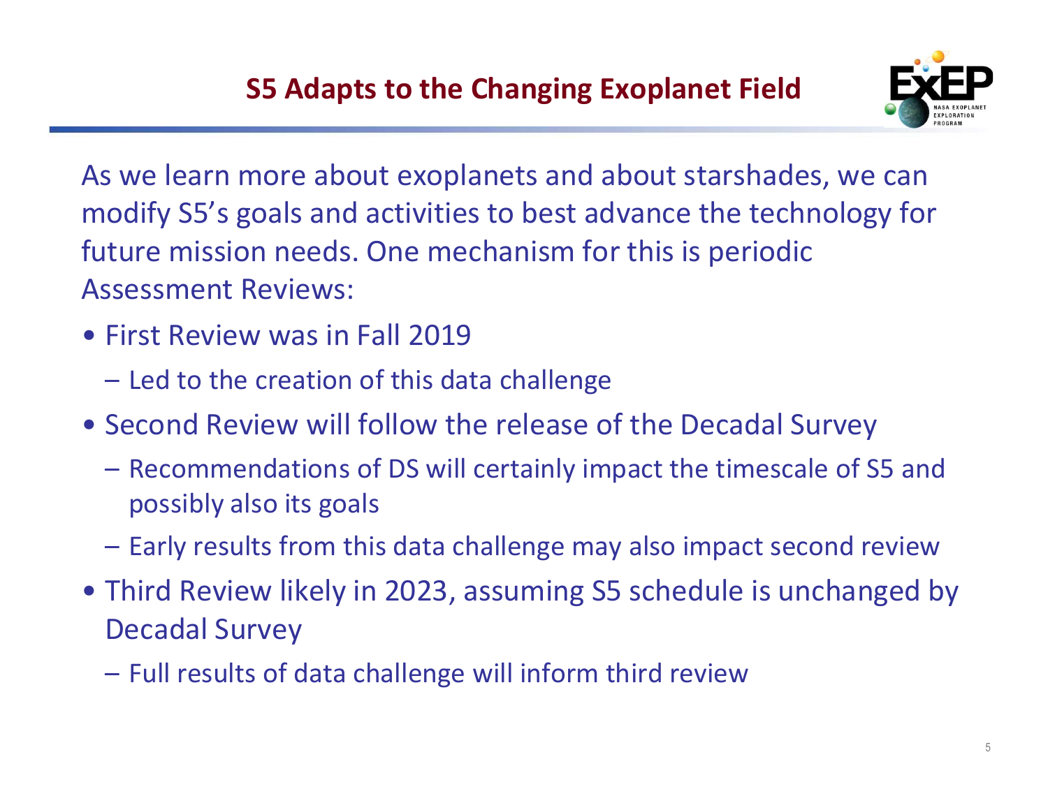# S5 Adapts to the Changing Exoplanet Field

As we learn more about exoplanets and about starshades, we can modify S5's goals and activities to best advance the technology for future mission needs. One mechanism for this is periodic Assessment Reviews:

- First Review was in Fall 2019
  - Led to the creation of this data challenge
- Second Review will follow the release of the Decadal Survey
  - Recommendations of DS will certainly impact the timescale of S5 and possibly also its goals
  - Early results from this data challenge may also impact second review
- Third Review likely in 2023, assuming S5 schedule is unchanged by Decadal Survey
  - Full results of data challenge will inform third review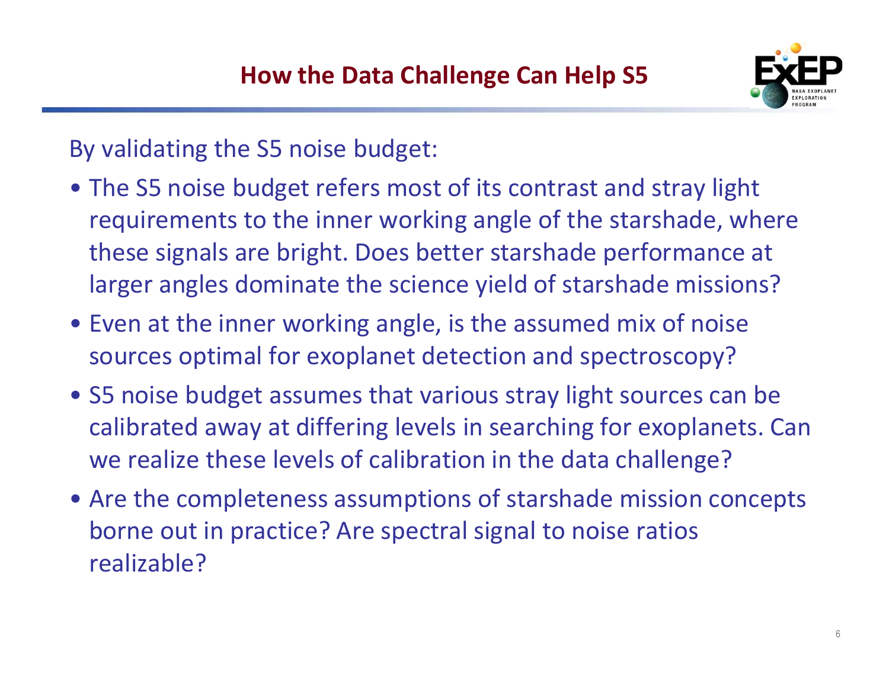# How the Data Challenge Can Help S5

By validating the S5 noise budget:

- The S5 noise budget refers most of its contrast and stray light requirements to the inner working angle of the starshade, where these signals are bright. Does better starshade performance at larger angles dominate the science yield of starshade missions?
- Even at the inner working angle, is the assumed mix of noise sources optimal for exoplanet detection and spectroscopy?
- S5 noise budget assumes that various stray light sources can be calibrated away at differing levels in searching for exoplanets. Can we realize these levels of calibration in the data challenge?
- Are the completeness assumptions of starshade mission concepts borne out in practice? Are spectral signal to noise ratios realizable?